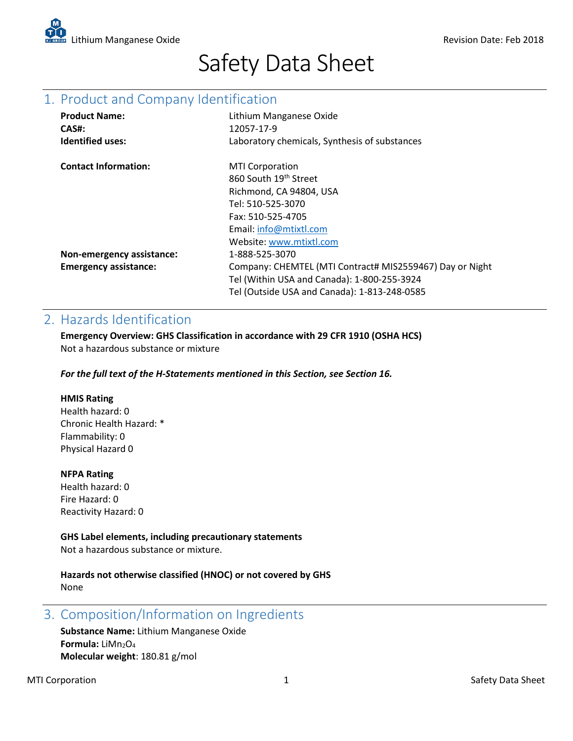# Safety Data Sheet

## 1. Product and Company Identification

**Product Name:** Lithium Manganese Oxide
**CAS#:** 12057-17-9
**Identified uses:** Laboratory chemicals, Synthesis of substances

**Contact Information:**
MTI Corporation
860 South 19th Street
Richmond, CA 94804, USA
Tel: 510-525-3070
Fax: 510-525-4705
Email: info@mtixtl.com
Website: www.mtixtl.com

**Non-emergency assistance:** 1-888-525-3070
**Emergency assistance:** Company: CHEMTEL (MTI Contract# MIS2559467) Day or Night
Tel (Within USA and Canada): 1-800-255-3924
Tel (Outside USA and Canada): 1-813-248-0585

## 2. Hazards Identification

**Emergency Overview: GHS Classification in accordance with 29 CFR 1910 (OSHA HCS)**
Not a hazardous substance or mixture

***For the full text of the H-Statements mentioned in this Section, see Section 16.***

**HMIS Rating**
Health hazard: 0
Chronic Health Hazard: *
Flammability: 0
Physical Hazard 0

**NFPA Rating**
Health hazard: 0
Fire Hazard: 0
Reactivity Hazard: 0

**GHS Label elements, including precautionary statements**
Not a hazardous substance or mixture.

**Hazards not otherwise classified (HNOC) or not covered by GHS**
None

## 3. Composition/Information on Ingredients

**Substance Name:** Lithium Manganese Oxide
**Formula:** $LiMn_2O_4$
**Molecular weight**: 180.81 g/mol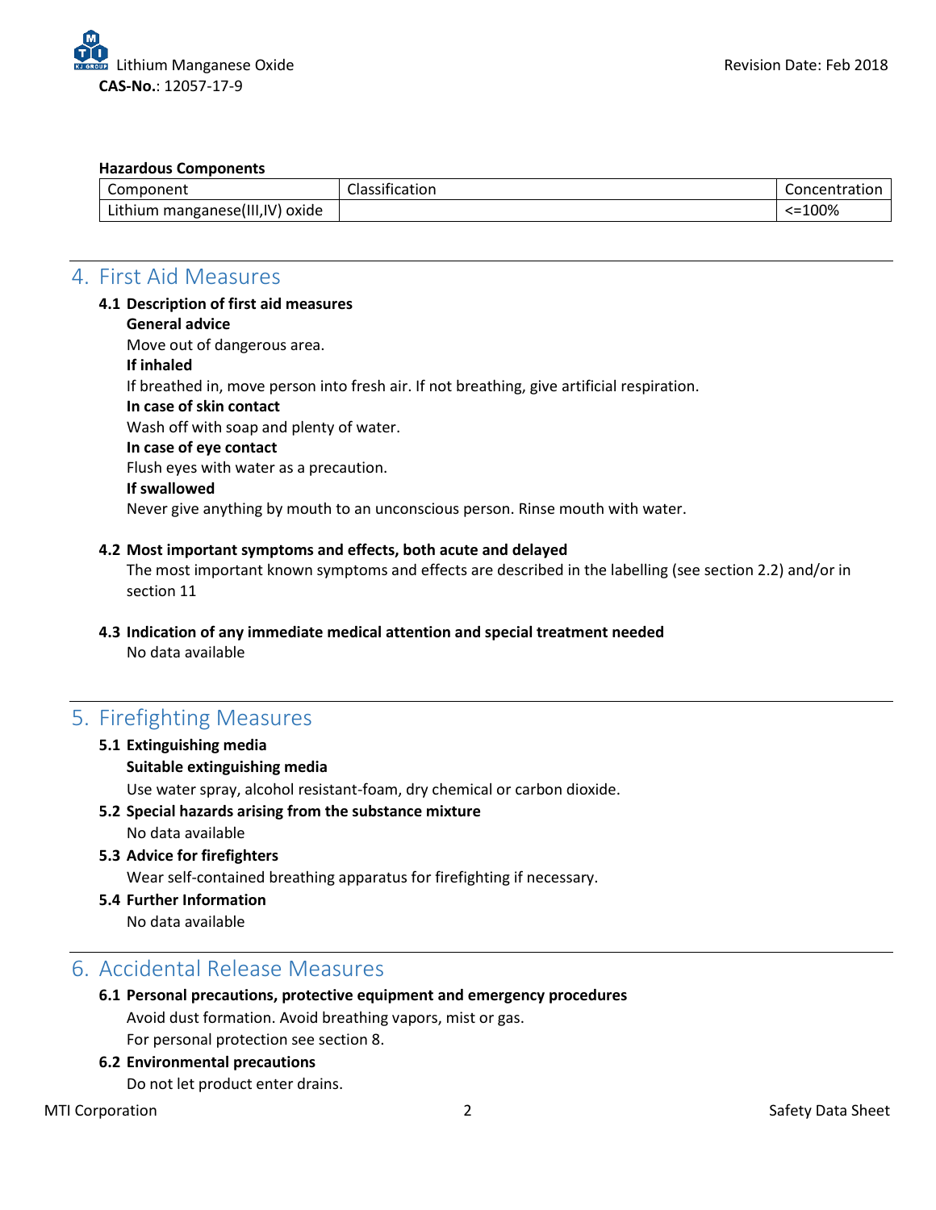**Hazardous Components**

| Component | Classification | Concentration |
| --- | --- | --- |
| Lithium manganese(III,IV) oxide | | <=100% |

## 4. First Aid Measures

**4.1 Description of first aid measures**

**General advice**

Move out of dangerous area.

**If inhaled**

If breathed in, move person into fresh air. If not breathing, give artificial respiration.

**In case of skin contact**

Wash off with soap and plenty of water.

**In case of eye contact**

Flush eyes with water as a precaution.

**If swallowed**

Never give anything by mouth to an unconscious person. Rinse mouth with water.

**4.2 Most important symptoms and effects, both acute and delayed**

The most important known symptoms and effects are described in the labelling (see section 2.2) and/or in section 11

**4.3 Indication of any immediate medical attention and special treatment needed**

No data available

## 5. Firefighting Measures

**5.1 Extinguishing media**

**Suitable extinguishing media**

Use water spray, alcohol resistant-foam, dry chemical or carbon dioxide.

**5.2 Special hazards arising from the substance mixture**

No data available

**5.3 Advice for firefighters**

Wear self-contained breathing apparatus for firefighting if necessary.

**5.4 Further Information**

No data available

## 6. Accidental Release Measures

**6.1 Personal precautions, protective equipment and emergency procedures**

Avoid dust formation. Avoid breathing vapors, mist or gas.

For personal protection see section 8.

**6.2 Environmental precautions**

Do not let product enter drains.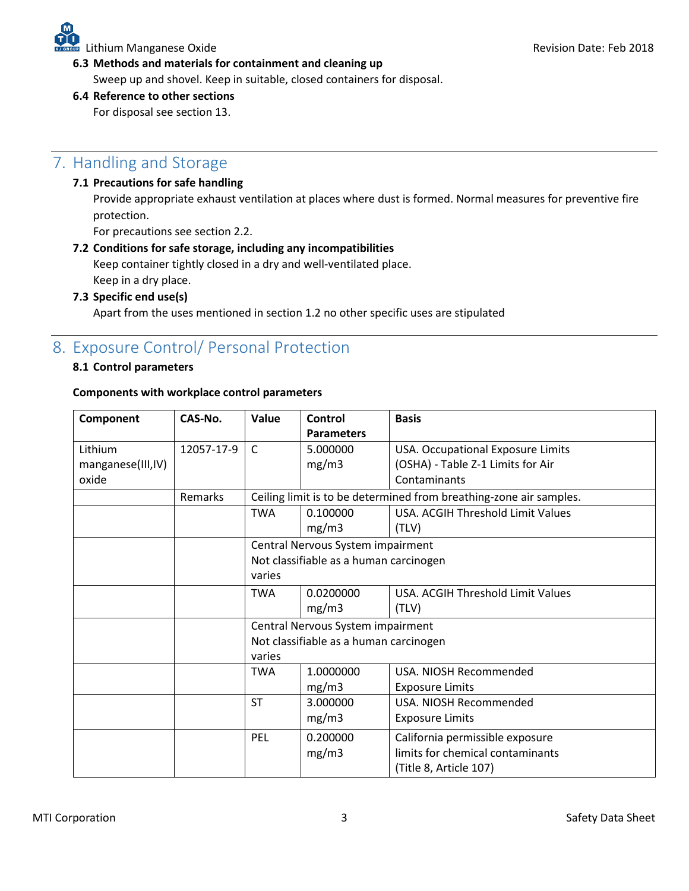### 6.3 Methods and materials for containment and cleaning up

Sweep up and shovel. Keep in suitable, closed containers for disposal.

### 6.4 Reference to other sections

For disposal see section 13.

## 7. Handling and Storage

### 7.1 Precautions for safe handling

Provide appropriate exhaust ventilation at places where dust is formed. Normal measures for preventive fire protection.

For precautions see section 2.2.

### 7.2 Conditions for safe storage, including any incompatibilities

Keep container tightly closed in a dry and well-ventilated place.

Keep in a dry place.

### 7.3 Specific end use(s)

Apart from the uses mentioned in section 1.2 no other specific uses are stipulated

## 8. Exposure Control/ Personal Protection

### 8.1 Control parameters

**Components with workplace control parameters**

| Component | CAS-No. | Value | Control Parameters | Basis |
|---|---|---|---|---|
| Lithium manganese(III,IV) oxide | 12057-17-9 | C | 5.000000 mg/m3 | USA. Occupational Exposure Limits (OSHA) - Table Z-1 Limits for Air Contaminants |
| | Remarks | Ceiling limit is to be determined from breathing-zone air samples. | | |
| | | TWA | 0.100000 mg/m3 | USA. ACGIH Threshold Limit Values (TLV) |
| | | Central Nervous System impairment<br>Not classifiable as a human carcinogen<br>varies | | |
| | | TWA | 0.0200000 mg/m3 | USA. ACGIH Threshold Limit Values (TLV) |
| | | Central Nervous System impairment<br>Not classifiable as a human carcinogen<br>varies | | |
| | | TWA | 1.0000000 mg/m3 | USA. NIOSH Recommended Exposure Limits |
| | | ST | 3.000000 mg/m3 | USA. NIOSH Recommended Exposure Limits |
| | | PEL | 0.200000 mg/m3 | California permissible exposure limits for chemical contaminants (Title 8, Article 107) |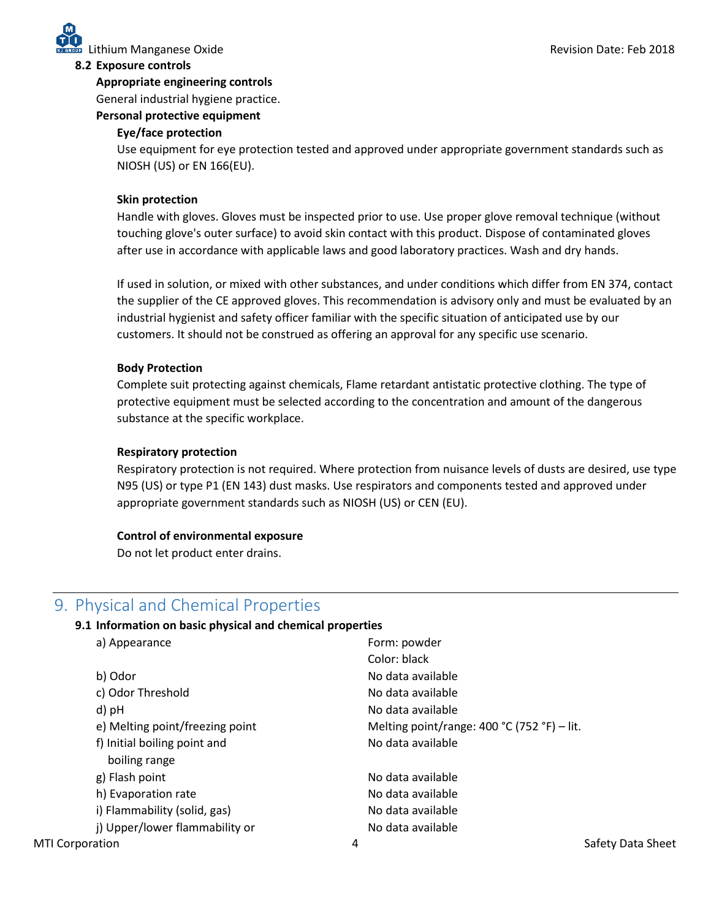**8.2 Exposure controls**

**Appropriate engineering controls**

General industrial hygiene practice.

**Personal protective equipment**

**Eye/face protection**

Use equipment for eye protection tested and approved under appropriate government standards such as NIOSH (US) or EN 166(EU).

**Skin protection**

Handle with gloves. Gloves must be inspected prior to use. Use proper glove removal technique (without touching glove's outer surface) to avoid skin contact with this product. Dispose of contaminated gloves after use in accordance with applicable laws and good laboratory practices. Wash and dry hands.

If used in solution, or mixed with other substances, and under conditions which differ from EN 374, contact the supplier of the CE approved gloves. This recommendation is advisory only and must be evaluated by an industrial hygienist and safety officer familiar with the specific situation of anticipated use by our customers. It should not be construed as offering an approval for any specific use scenario.

**Body Protection**

Complete suit protecting against chemicals, Flame retardant antistatic protective clothing. The type of protective equipment must be selected according to the concentration and amount of the dangerous substance at the specific workplace.

**Respiratory protection**

Respiratory protection is not required. Where protection from nuisance levels of dusts are desired, use type N95 (US) or type P1 (EN 143) dust masks. Use respirators and components tested and approved under appropriate government standards such as NIOSH (US) or CEN (EU).

**Control of environmental exposure**

Do not let product enter drains.

## 9. Physical and Chemical Properties

**9.1 Information on basic physical and chemical properties**

| | |
|---|---|
| a) Appearance | Form: powder<br>Color: black |
| b) Odor | No data available |
| c) Odor Threshold | No data available |
| d) pH | No data available |
| e) Melting point/freezing point | Melting point/range: 400 °C (752 °F) – lit. |
| f) Initial boiling point and boiling range | No data available |
| g) Flash point | No data available |
| h) Evaporation rate | No data available |
| i) Flammability (solid, gas) | No data available |
| j) Upper/lower flammability or | No data available |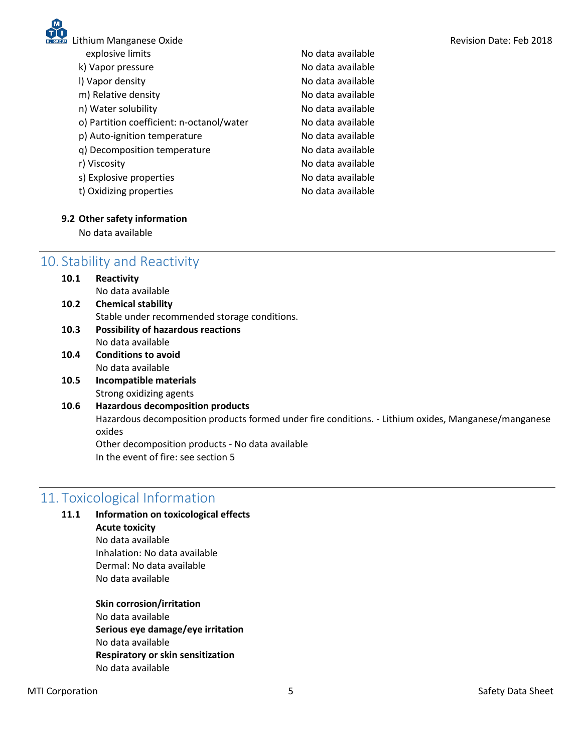| | |
|---|---|
| explosive limits | No data available |
| k) Vapor pressure | No data available |
| l) Vapor density | No data available |
| m) Relative density | No data available |
| n) Water solubility | No data available |
| o) Partition coefficient: n-octanol/water | No data available |
| p) Auto-ignition temperature | No data available |
| q) Decomposition temperature | No data available |
| r) Viscosity | No data available |
| s) Explosive properties | No data available |
| t) Oxidizing properties | No data available |

**9.2 Other safety information**

No data available

## 10. Stability and Reactivity

**10.1 Reactivity**

No data available

**10.2 Chemical stability**

Stable under recommended storage conditions.

**10.3 Possibility of hazardous reactions**

No data available

**10.4 Conditions to avoid**

No data available

**10.5 Incompatible materials**

Strong oxidizing agents

**10.6 Hazardous decomposition products**

Hazardous decomposition products formed under fire conditions. - Lithium oxides, Manganese/manganese oxides

Other decomposition products - No data available

In the event of fire: see section 5

## 11. Toxicological Information

**11.1 Information on toxicological effects**

**Acute toxicity**

No data available

Inhalation: No data available

Dermal: No data available

No data available

**Skin corrosion/irritation**

No data available

**Serious eye damage/eye irritation**

No data available

**Respiratory or skin sensitization**

No data available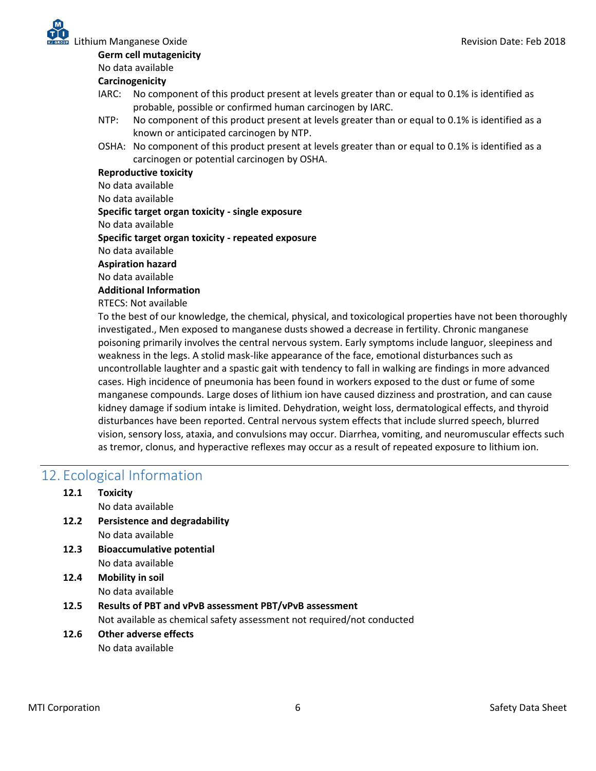**Germ cell mutagenicity**

No data available

**Carcinogenicity**

IARC: No component of this product present at levels greater than or equal to 0.1% is identified as probable, possible or confirmed human carcinogen by IARC.

NTP: No component of this product present at levels greater than or equal to 0.1% is identified as a known or anticipated carcinogen by NTP.

OSHA: No component of this product present at levels greater than or equal to 0.1% is identified as a carcinogen or potential carcinogen by OSHA.

**Reproductive toxicity**

No data available

No data available

**Specific target organ toxicity - single exposure**

No data available

**Specific target organ toxicity - repeated exposure**

No data available

**Aspiration hazard**

No data available

**Additional Information**

RTECS: Not available

To the best of our knowledge, the chemical, physical, and toxicological properties have not been thoroughly investigated., Men exposed to manganese dusts showed a decrease in fertility. Chronic manganese poisoning primarily involves the central nervous system. Early symptoms include languor, sleepiness and weakness in the legs. A stolid mask-like appearance of the face, emotional disturbances such as uncontrollable laughter and a spastic gait with tendency to fall in walking are findings in more advanced cases. High incidence of pneumonia has been found in workers exposed to the dust or fume of some manganese compounds. Large doses of lithium ion have caused dizziness and prostration, and can cause kidney damage if sodium intake is limited. Dehydration, weight loss, dermatological effects, and thyroid disturbances have been reported. Central nervous system effects that include slurred speech, blurred vision, sensory loss, ataxia, and convulsions may occur. Diarrhea, vomiting, and neuromuscular effects such as tremor, clonus, and hyperactive reflexes may occur as a result of repeated exposure to lithium ion.

## 12. Ecological Information

**12.1 Toxicity**

No data available

**12.2 Persistence and degradability**

No data available

**12.3 Bioaccumulative potential**

No data available

**12.4 Mobility in soil**

No data available

**12.5 Results of PBT and vPvB assessment PBT/vPvB assessment**

Not available as chemical safety assessment not required/not conducted

**12.6 Other adverse effects**

No data available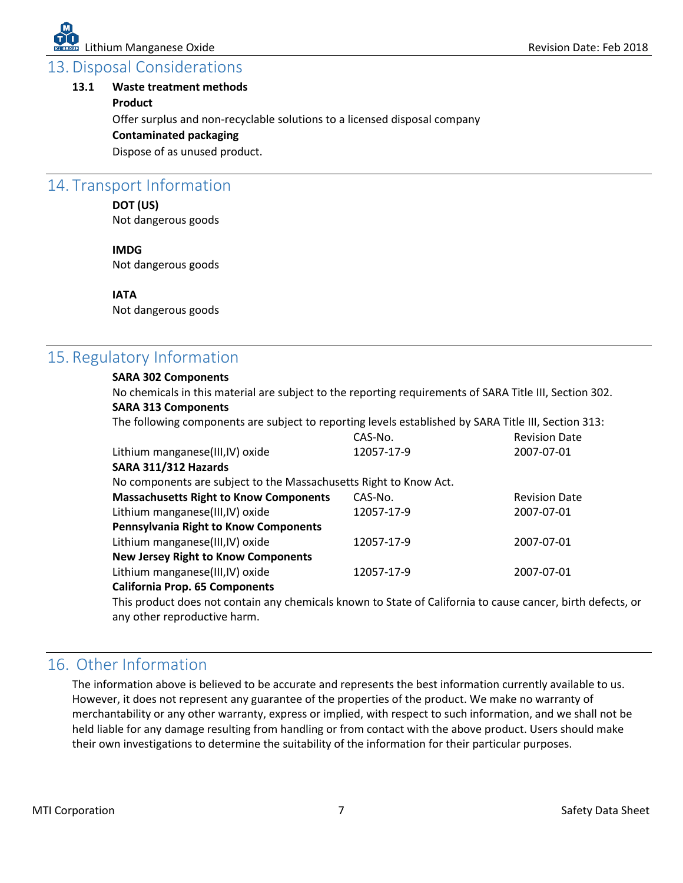## 13. Disposal Considerations

**13.1 Waste treatment methods**

**Product**

Offer surplus and non-recyclable solutions to a licensed disposal company

**Contaminated packaging**

Dispose of as unused product.

## 14. Transport Information

**DOT (US)**
Not dangerous goods

**IMDG**
Not dangerous goods

**IATA**
Not dangerous goods

## 15. Regulatory Information

**SARA 302 Components**
No chemicals in this material are subject to the reporting requirements of SARA Title III, Section 302.
**SARA 313 Components**
The following components are subject to reporting levels established by SARA Title III, Section 313:

| | CAS-No. | Revision Date |
|---|---|---|
| Lithium manganese(III,IV) oxide | 12057-17-9 | 2007-07-01 |

**SARA 311/312 Hazards**
No components are subject to the Massachusetts Right to Know Act.

| **Massachusetts Right to Know Components** | CAS-No. | Revision Date |
|---|---|---|
| Lithium manganese(III,IV) oxide | 12057-17-9 | 2007-07-01 |
| **Pennsylvania Right to Know Components** | | |
| Lithium manganese(III,IV) oxide | 12057-17-9 | 2007-07-01 |
| **New Jersey Right to Know Components** | | |
| Lithium manganese(III,IV) oxide | 12057-17-9 | 2007-07-01 |

**California Prop. 65 Components**
This product does not contain any chemicals known to State of California to cause cancer, birth defects, or any other reproductive harm.

## 16. Other Information

The information above is believed to be accurate and represents the best information currently available to us. However, it does not represent any guarantee of the properties of the product. We make no warranty of merchantability or any other warranty, express or implied, with respect to such information, and we shall not be held liable for any damage resulting from handling or from contact with the above product. Users should make their own investigations to determine the suitability of the information for their particular purposes.